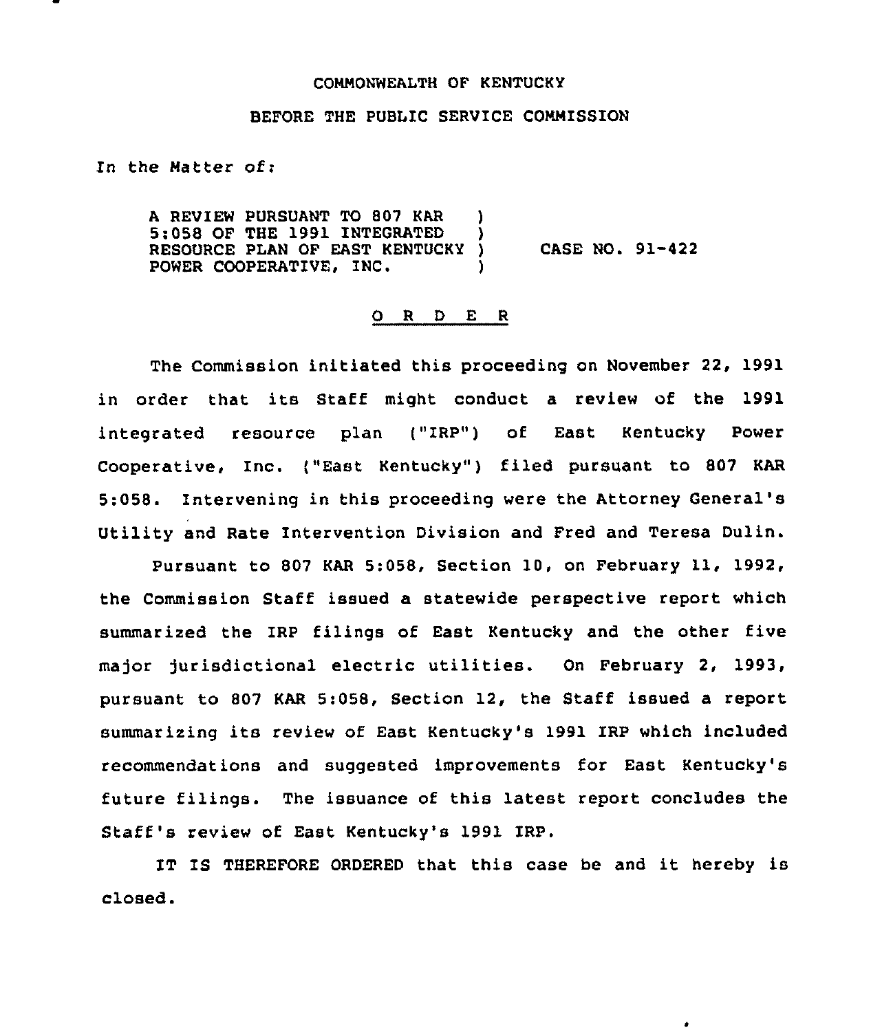COMMONWEALTH OF KENTUCKY

BEFORE THE PUBLIC SERVICE COMMISSION

In the Matter of:

A REVIEW PURSUANT TO 807 KAR 5:058 OF THE 1991 INTEGRATED RESOURCE PLAN OF EAST KENTUCKY POWER COOPERATIVE, INC. ) CASE NO. 91-422

## O R D E R

The Commission initiated this proceeding on November 22, 1991 in order that its Staff might conduct a review of the 1991 integrated resource plan ("IRP") of East Kentucky Power Cooperative, Inc. ("East Kentucky") filed pursuant to 807 KAR 5:058. Intervening in this proceeding were the Attorney General's Utility and Rate Intervention Division and Fred and Teresa Dulin.

Pursuant to 807 KAR 5:058, Section 10, on February 11, 1992, the Commission Staff issued a statewide perspective report which summarized the IRP filings of East Kentucky and the other five major jurisdictional electric utilities. On February 2, 1993, pursuant to 807 KAR 5:058, Section 12, the Staff issued a report summarizing its review of East Kentucky's 1991 IRP which included recommendations and suggested improvements for East Kentucky's future filings. The issuance of this latest report concludes the Staff's review of East Kentucky's 1991 IRP.

IT IS THEREFORE ORDERED that this case be and it hereby is closed.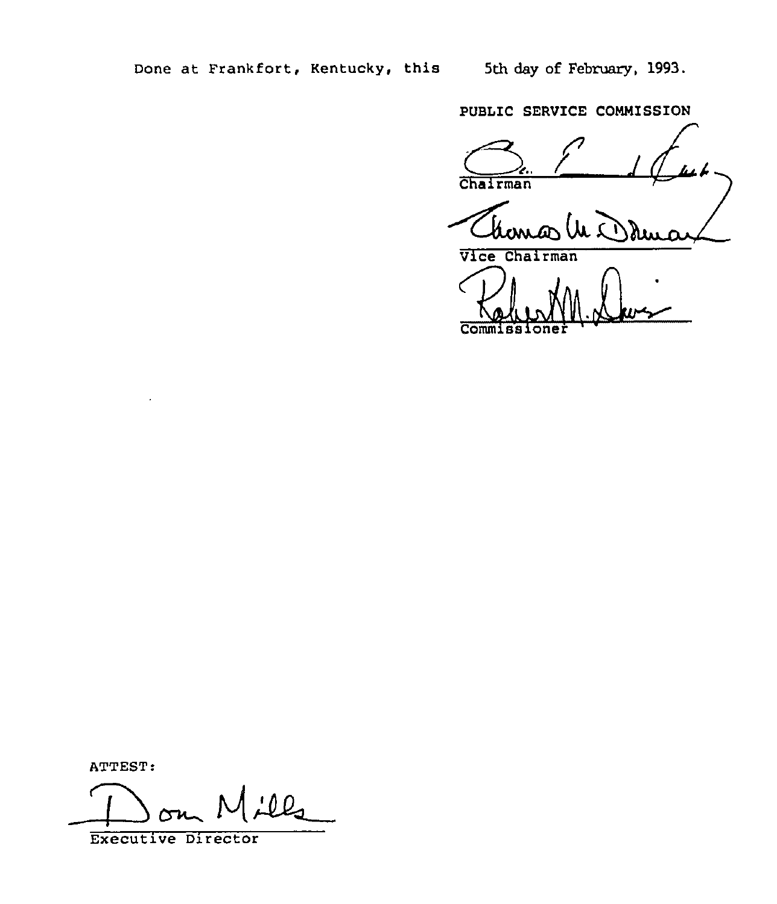Done at Frankfort, Kentucky, this 5th day of February, 1993.

PUBLIC SERVICE COMMISSION

Chairman

Vice Chairman

Commissioner

ATTEST:

Executive Director